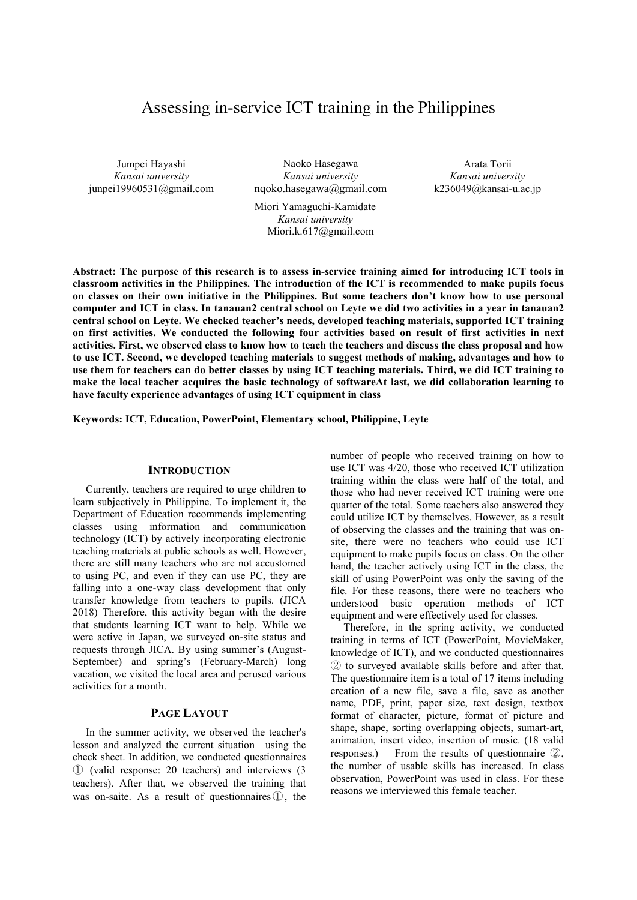# Assessing in-service ICT training in the Philippines

Jumpei Hayashi
*Kansai university*
junpei19960531@gmail.com

Naoko Hasegawa
*Kansai university*
nqoko.hasegawa@gmail.com

Arata Torii
*Kansai university*
k236049@kansai-u.ac.jp

Miori Yamaguchi-Kamidate
*Kansai university*
Miori.k.617@gmail.com

**Abstract: The purpose of this research is to assess in-service training aimed for introducing ICT tools in classroom activities in the Philippines. The introduction of the ICT is recommended to make pupils focus on classes on their own initiative in the Philippines. But some teachers don't know how to use personal computer and ICT in class. In tanauan2 central school on Leyte we did two activities in a year in tanauan2 central school on Leyte. We checked teacher's needs, developed teaching materials, supported ICT training on first activities. We conducted the following four activities based on result of first activities in next activities. First, we observed class to know how to teach the teachers and discuss the class proposal and how to use ICT. Second, we developed teaching materials to suggest methods of making, advantages and how to use them for teachers can do better classes by using ICT teaching materials. Third, we did ICT training to make the local teacher acquires the basic technology of softwareAt last, we did collaboration learning to have faculty experience advantages of using ICT equipment in class**

**Keywords: ICT, Education, PowerPoint, Elementary school, Philippine, Leyte**

## INTRODUCTION

Currently, teachers are required to urge children to learn subjectively in Philippine. To implement it, the Department of Education recommends implementing classes using information and communication technology (ICT) by actively incorporating electronic teaching materials at public schools as well. However, there are still many teachers who are not accustomed to using PC, and even if they can use PC, they are falling into a one-way class development that only transfer knowledge from teachers to pupils. (JICA 2018) Therefore, this activity began with the desire that students learning ICT want to help. While we were active in Japan, we surveyed on-site status and requests through JICA. By using summer's (August-September) and spring's (February-March) long vacation, we visited the local area and perused various activities for a month.

## PAGE LAYOUT

In the summer activity, we observed the teacher's lesson and analyzed the current situation using the check sheet. In addition, we conducted questionnaires ① (valid response: 20 teachers) and interviews (3 teachers). After that, we observed the training that was on-saite. As a result of questionnaires①, the number of people who received training on how to use ICT was 4/20, those who received ICT utilization training within the class were half of the total, and those who had never received ICT training were one quarter of the total. Some teachers also answered they could utilize ICT by themselves. However, as a result of observing the classes and the training that was on-site, there were no teachers who could use ICT equipment to make pupils focus on class. On the other hand, the teacher actively using ICT in the class, the skill of using PowerPoint was only the saving of the file. For these reasons, there were no teachers who understood basic operation methods of ICT equipment and were effectively used for classes.

Therefore, in the spring activity, we conducted training in terms of ICT (PowerPoint, MovieMaker, knowledge of ICT), and we conducted questionnaires ② to surveyed available skills before and after that. The questionnaire item is a total of 17 items including creation of a new file, save a file, save as another name, PDF, print, paper size, text design, textbox format of character, picture, format of picture and shape, shape, sorting overlapping objects, sumart-art, animation, insert video, insertion of music. (18 valid responses.) From the results of questionnaire ②, the number of usable skills has increased. In class observation, PowerPoint was used in class. For these reasons we interviewed this female teacher.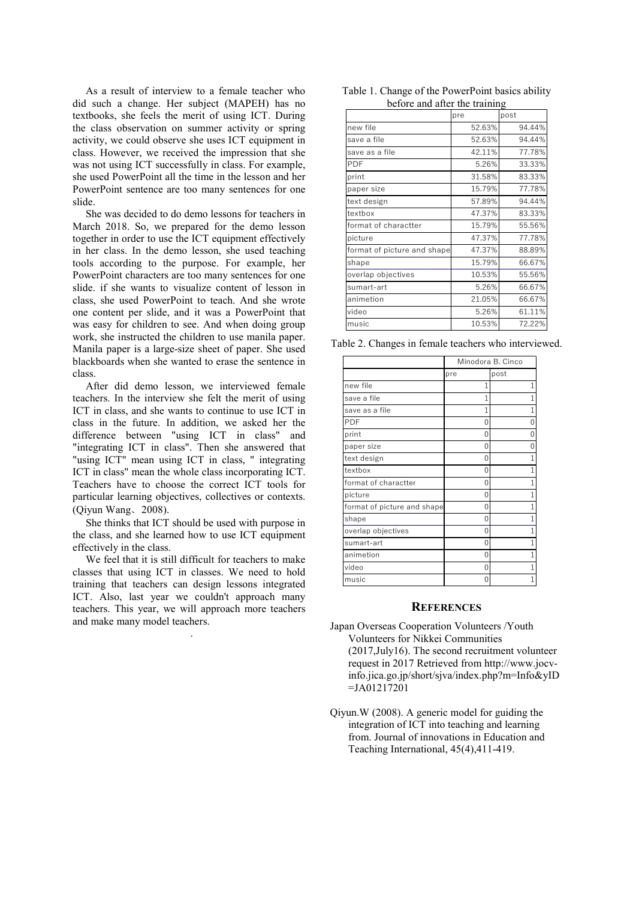As a result of interview to a female teacher who did such a change. Her subject (MAPEH) has no textbooks, she feels the merit of using ICT. During the class observation on summer activity or spring activity, we could observe she uses ICT equipment in class. However, we received the impression that she was not using ICT successfully in class. For example, she used PowerPoint all the time in the lesson and her PowerPoint sentence are too many sentences for one slide.

She was decided to do demo lessons for teachers in March 2018. So, we prepared for the demo lesson together in order to use the ICT equipment effectively in her class. In the demo lesson, she used teaching tools according to the purpose. For example, her PowerPoint characters are too many sentences for one slide. if she wants to visualize content of lesson in class, she used PowerPoint to teach. And she wrote one content per slide, and it was a PowerPoint that was easy for children to see. And when doing group work, she instructed the children to use manila paper. Manila paper is a large-size sheet of paper. She used blackboards when she wanted to erase the sentence in class.

After did demo lesson, we interviewed female teachers. In the interview she felt the merit of using ICT in class, and she wants to continue to use ICT in class in the future. In addition, we asked her the difference between "using ICT in class" and "integrating ICT in class". Then she answered that "using ICT" mean using ICT in class, " integrating ICT in class" mean the whole class incorporating ICT. Teachers have to choose the correct ICT tools for particular learning objectives, collectives or contexts. (Qiyun Wang、2008).

She thinks that ICT should be used with purpose in the class, and she learned how to use ICT equipment effectively in the class.

We feel that it is still difficult for teachers to make classes that using ICT in classes. We need to hold training that teachers can design lessons integrated ICT. Also, last year we couldn't approach many teachers. This year, we will approach more teachers and make many model teachers.

Table 1. Change of the PowerPoint basics ability before and after the training

| | pre | post |
|---|---|---|
| new file | 52.63% | 94.44% |
| save a file | 52.63% | 94.44% |
| save as a file | 42.11% | 77.78% |
| PDF | 5.26% | 33.33% |
| print | 31.58% | 83.33% |
| paper size | 15.79% | 77.78% |
| text design | 57.89% | 94.44% |
| textbox | 47.37% | 83.33% |
| format of charactter | 15.79% | 55.56% |
| picture | 47.37% | 77.78% |
| format of picture and shape | 47.37% | 88.89% |
| shape | 15.79% | 66.67% |
| overlap objectives | 10.53% | 55.56% |
| sumart-art | 5.26% | 66.67% |
| animetion | 21.05% | 66.67% |
| video | 5.26% | 61.11% |
| music | 10.53% | 72.22% |

Table 2. Changes in female teachers who interviewed.

| | Minodora B. Cinco | |
|---|---|---|
| | pre | post |
| new file | 1 | 1 |
| save a file | 1 | 1 |
| save as a file | 1 | 1 |
| PDF | 0 | 0 |
| print | 0 | 0 |
| paper size | 0 | 0 |
| text design | 0 | 1 |
| textbox | 0 | 1 |
| format of charactter | 0 | 1 |
| picture | 0 | 1 |
| format of picture and shape | 0 | 1 |
| shape | 0 | 1 |
| overlap objectives | 0 | 1 |
| sumart-art | 0 | 1 |
| animetion | 0 | 1 |
| video | 0 | 1 |
| music | 0 | 1 |

## REFERENCES

Japan Overseas Cooperation Volunteers /Youth Volunteers for Nikkei Communities (2017,July16). The second recruitment volunteer request in 2017 Retrieved from http://www.jocv-info.jica.go.jp/short/sjva/index.php?m=Info&yID=JA01217201

Qiyun.W (2008). A generic model for guiding the integration of ICT into teaching and learning from. Journal of innovations in Education and Teaching International, 45(4),411-419.